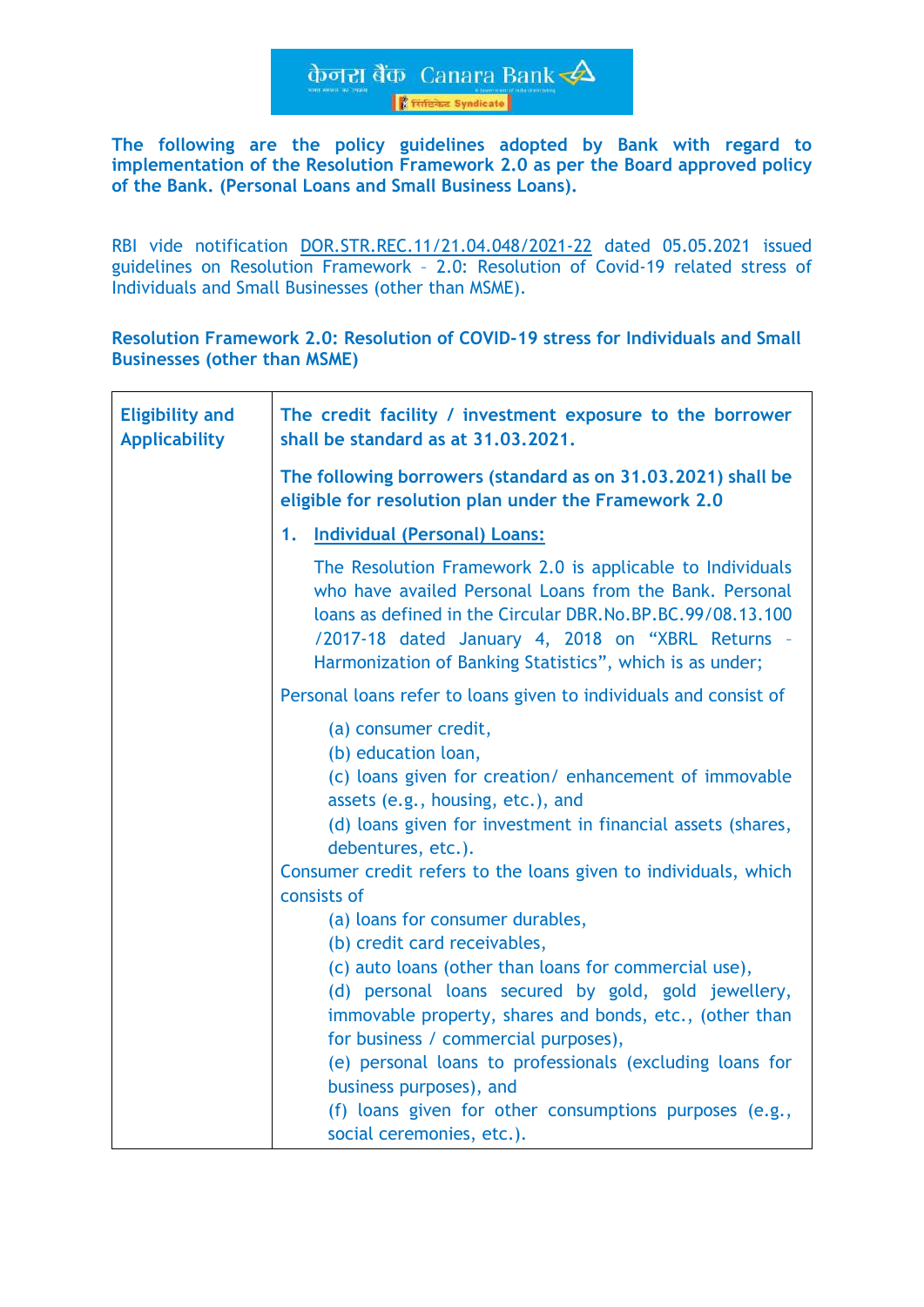**The following are the policy guidelines adopted by Bank with regard to implementation of the Resolution Framework 2.0 as per the Board approved policy of the Bank. (Personal Loans and Small Business Loans).**

RBI vide notification DOR.STR.REC.11/21.04.048/2021-22 dated 05.05.2021 issued guidelines on Resolution Framework – 2.0: Resolution of Covid-19 related stress of Individuals and Small Businesses (other than MSME).

**Resolution Framework 2.0: Resolution of COVID-19 stress for Individuals and Small Businesses (other than MSME)**

| **Eligibility and Applicability** | **The credit facility / investment exposure to the borrower shall be standard as at 31.03.2021.**<br><br>**The following borrowers (standard as on 31.03.2021) shall be eligible for resolution plan under the Framework 2.0**<br><br>**1. Individual (Personal) Loans:**<br><br>The Resolution Framework 2.0 is applicable to Individuals who have availed Personal Loans from the Bank. Personal loans as defined in the Circular DBR.No.BP.BC.99/08.13.100 /2017-18 dated January 4, 2018 on "XBRL Returns – Harmonization of Banking Statistics", which is as under;<br><br>Personal loans refer to loans given to individuals and consist of<br><br>(a) consumer credit,<br>(b) education loan,<br>(c) loans given for creation/ enhancement of immovable assets (e.g., housing, etc.), and<br>(d) loans given for investment in financial assets (shares, debentures, etc.).<br><br>Consumer credit refers to the loans given to individuals, which consists of<br><br>(a) loans for consumer durables,<br>(b) credit card receivables,<br>(c) auto loans (other than loans for commercial use),<br>(d) personal loans secured by gold, gold jewellery, immovable property, shares and bonds, etc., (other than for business / commercial purposes),<br>(e) personal loans to professionals (excluding loans for business purposes), and<br>(f) loans given for other consumptions purposes (e.g., social ceremonies, etc.). |
|---|---|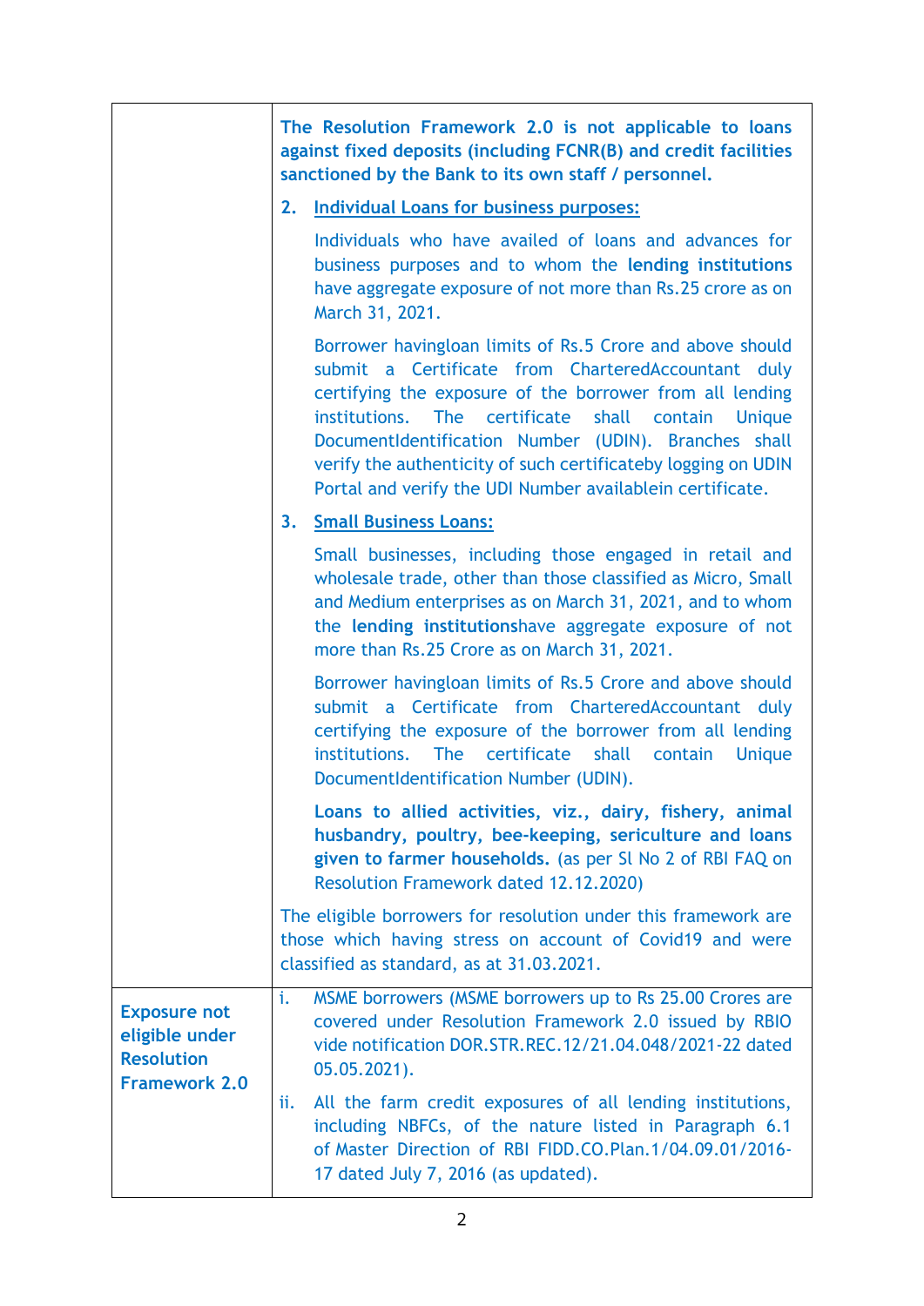| | |
|---|---|
| | **The Resolution Framework 2.0 is not applicable to loans against fixed deposits (including FCNR(B) and credit facilities sanctioned by the Bank to its own staff / personnel.**<br><br>**2. <u>Individual Loans for business purposes:</u>**<br><br>Individuals who have availed of loans and advances for business purposes and to whom the **lending institutions** have aggregate exposure of not more than Rs.25 crore as on March 31, 2021.<br><br>Borrower havingloan limits of Rs.5 Crore and above should submit a Certificate from CharteredAccountant duly certifying the exposure of the borrower from all lending institutions. The certificate shall contain Unique DocumentIdentification Number (UDIN). Branches shall verify the authenticity of such certificateby logging on UDIN Portal and verify the UDI Number availablein certificate.<br><br>**3. <u>Small Business Loans:</u>**<br><br>Small businesses, including those engaged in retail and wholesale trade, other than those classified as Micro, Small and Medium enterprises as on March 31, 2021, and to whom the **lending institutions**have aggregate exposure of not more than Rs.25 Crore as on March 31, 2021.<br><br>Borrower havingloan limits of Rs.5 Crore and above should submit a Certificate from CharteredAccountant duly certifying the exposure of the borrower from all lending institutions. The certificate shall contain Unique DocumentIdentification Number (UDIN).<br><br>**Loans to allied activities, viz., dairy, fishery, animal husbandry, poultry, bee-keeping, sericulture and loans given to farmer households.** (as per Sl No 2 of RBI FAQ on Resolution Framework dated 12.12.2020)<br><br>The eligible borrowers for resolution under this framework are those which having stress on account of Covid19 and were classified as standard, as at 31.03.2021. |
| **Exposure not eligible under Resolution Framework 2.0** | i. MSME borrowers (MSME borrowers up to Rs 25.00 Crores are covered under Resolution Framework 2.0 issued by RBIO vide notification DOR.STR.REC.12/21.04.048/2021-22 dated 05.05.2021).<br><br>ii. All the farm credit exposures of all lending institutions, including NBFCs, of the nature listed in Paragraph 6.1 of Master Direction of RBI FIDD.CO.Plan.1/04.09.01/2016-17 dated July 7, 2016 (as updated). |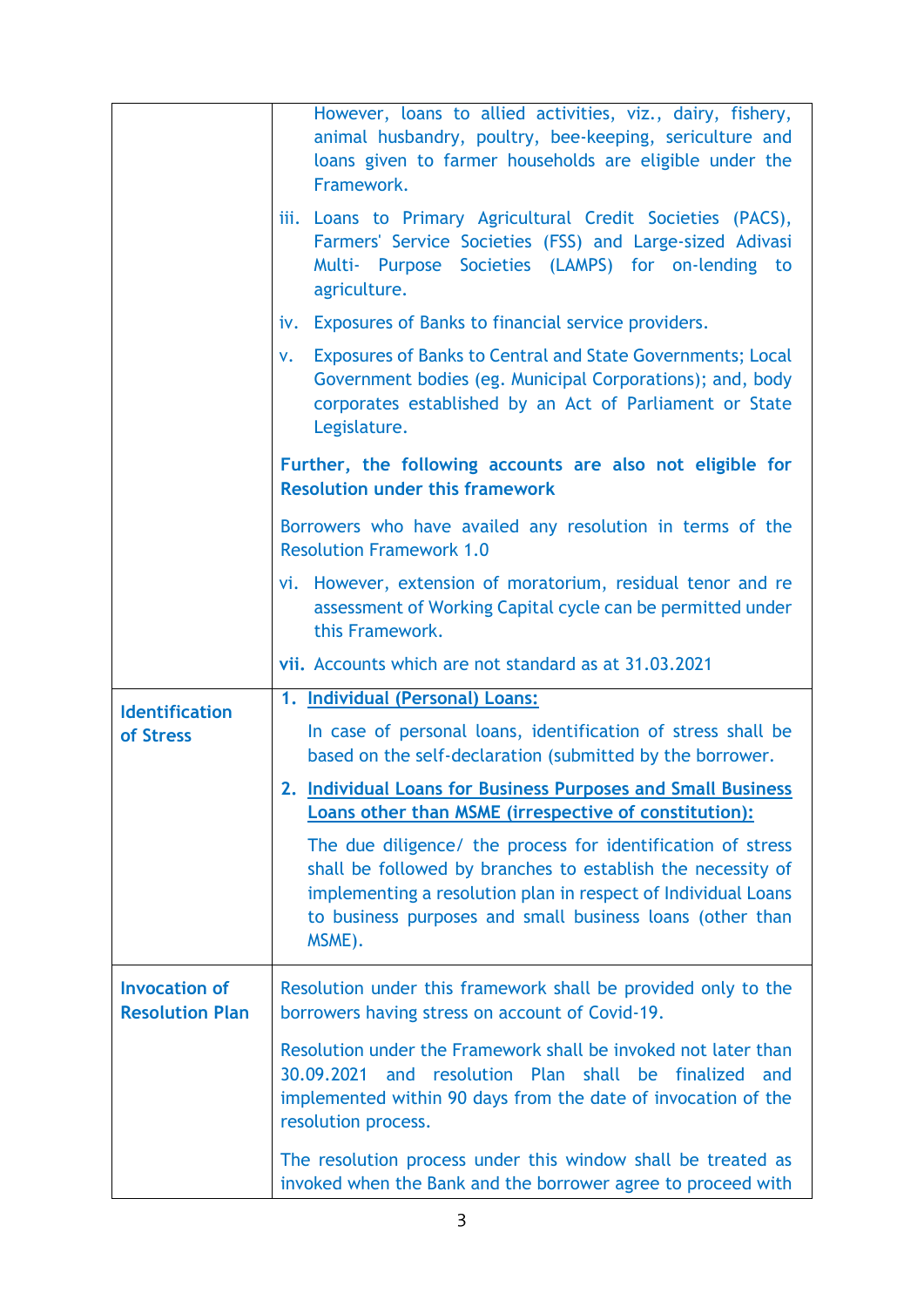| | |
|---|---|
| | However, loans to allied activities, viz., dairy, fishery, animal husbandry, poultry, bee-keeping, sericulture and loans given to farmer households are eligible under the Framework.<br><br>iii. Loans to Primary Agricultural Credit Societies (PACS), Farmers' Service Societies (FSS) and Large-sized Adivasi Multi- Purpose Societies (LAMPS) for on-lending to agriculture.<br><br>iv. Exposures of Banks to financial service providers.<br><br>v. Exposures of Banks to Central and State Governments; Local Government bodies (eg. Municipal Corporations); and, body corporates established by an Act of Parliament or State Legislature.<br><br>**Further, the following accounts are also not eligible for Resolution under this framework**<br><br>Borrowers who have availed any resolution in terms of the Resolution Framework 1.0<br><br>vi. However, extension of moratorium, residual tenor and re assessment of Working Capital cycle can be permitted under this Framework.<br><br>**vii.** Accounts which are not standard as at 31.03.2021 |
| **Identification of Stress** | **1. Individual (Personal) Loans:**<br><br>In case of personal loans, identification of stress shall be based on the self-declaration (submitted by the borrower.<br><br>**2. Individual Loans for Business Purposes and Small Business Loans other than MSME (irrespective of constitution):**<br><br>The due diligence/ the process for identification of stress shall be followed by branches to establish the necessity of implementing a resolution plan in respect of Individual Loans to business purposes and small business loans (other than MSME). |
| **Invocation of Resolution Plan** | Resolution under this framework shall be provided only to the borrowers having stress on account of Covid-19.<br><br>Resolution under the Framework shall be invoked not later than 30.09.2021 and resolution Plan shall be finalized and implemented within 90 days from the date of invocation of the resolution process.<br><br>The resolution process under this window shall be treated as invoked when the Bank and the borrower agree to proceed with |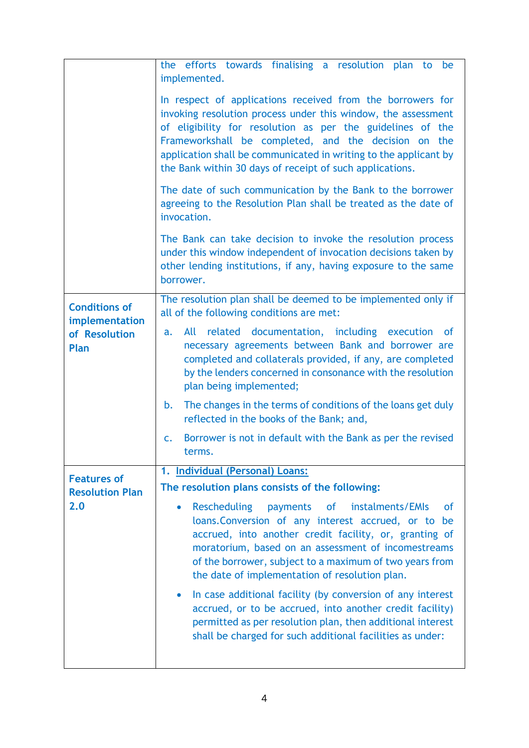| | |
|---|---|
| | the efforts towards finalising a resolution plan to be implemented.<br><br>In respect of applications received from the borrowers for invoking resolution process under this window, the assessment of eligibility for resolution as per the guidelines of the Frameworkshall be completed, and the decision on the application shall be communicated in writing to the applicant by the Bank within 30 days of receipt of such applications.<br><br>The date of such communication by the Bank to the borrower agreeing to the Resolution Plan shall be treated as the date of invocation.<br><br>The Bank can take decision to invoke the resolution process under this window independent of invocation decisions taken by other lending institutions, if any, having exposure to the same borrower. |
| **Conditions of implementation of Resolution Plan** | The resolution plan shall be deemed to be implemented only if all of the following conditions are met:<br><br>a. All related documentation, including execution of necessary agreements between Bank and borrower are completed and collaterals provided, if any, are completed by the lenders concerned in consonance with the resolution plan being implemented;<br><br>b. The changes in the terms of conditions of the loans get duly reflected in the books of the Bank; and,<br><br>c. Borrower is not in default with the Bank as per the revised terms. |
| **Features of Resolution Plan 2.0** | **1. <u>Individual (Personal) Loans:</u>**<br><br>**The resolution plans consists of the following:**<br><br>• Rescheduling payments of instalments/EMIs of loans.Conversion of any interest accrued, or to be accrued, into another credit facility, or, granting of moratorium, based on an assessment of incomestreams of the borrower, subject to a maximum of two years from the date of implementation of resolution plan.<br><br>• In case additional facility (by conversion of any interest accrued, or to be accrued, into another credit facility) permitted as per resolution plan, then additional interest shall be charged for such additional facilities as under: |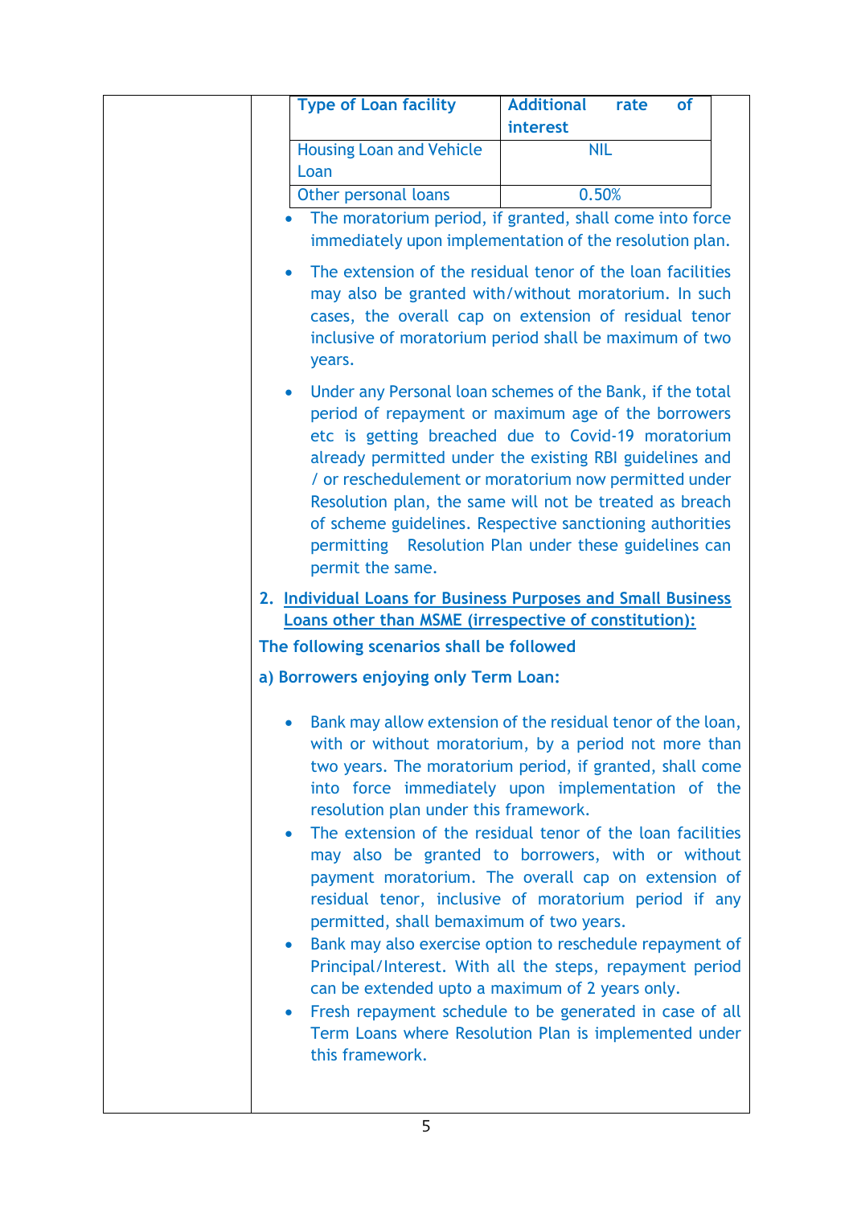| Type of Loan facility | Additional rate of interest |
|---|---|
| Housing Loan and Vehicle Loan | NIL |
| Other personal loans | 0.50% |

- The moratorium period, if granted, shall come into force immediately upon implementation of the resolution plan.
- The extension of the residual tenor of the loan facilities may also be granted with/without moratorium. In such cases, the overall cap on extension of residual tenor inclusive of moratorium period shall be maximum of two years.
- Under any Personal loan schemes of the Bank, if the total period of repayment or maximum age of the borrowers etc is getting breached due to Covid-19 moratorium already permitted under the existing RBI guidelines and / or reschedulement or moratorium now permitted under Resolution plan, the same will not be treated as breach of scheme guidelines. Respective sanctioning authorities permitting Resolution Plan under these guidelines can permit the same.

2. **Individual Loans for Business Purposes and Small Business Loans other than MSME (irrespective of constitution):**

**The following scenarios shall be followed**

**a) Borrowers enjoying only Term Loan:**

- Bank may allow extension of the residual tenor of the loan, with or without moratorium, by a period not more than two years. The moratorium period, if granted, shall come into force immediately upon implementation of the resolution plan under this framework.
- The extension of the residual tenor of the loan facilities may also be granted to borrowers, with or without payment moratorium. The overall cap on extension of residual tenor, inclusive of moratorium period if any permitted, shall bemaximum of two years.
- Bank may also exercise option to reschedule repayment of Principal/Interest. With all the steps, repayment period can be extended upto a maximum of 2 years only.
- Fresh repayment schedule to be generated in case of all Term Loans where Resolution Plan is implemented under this framework.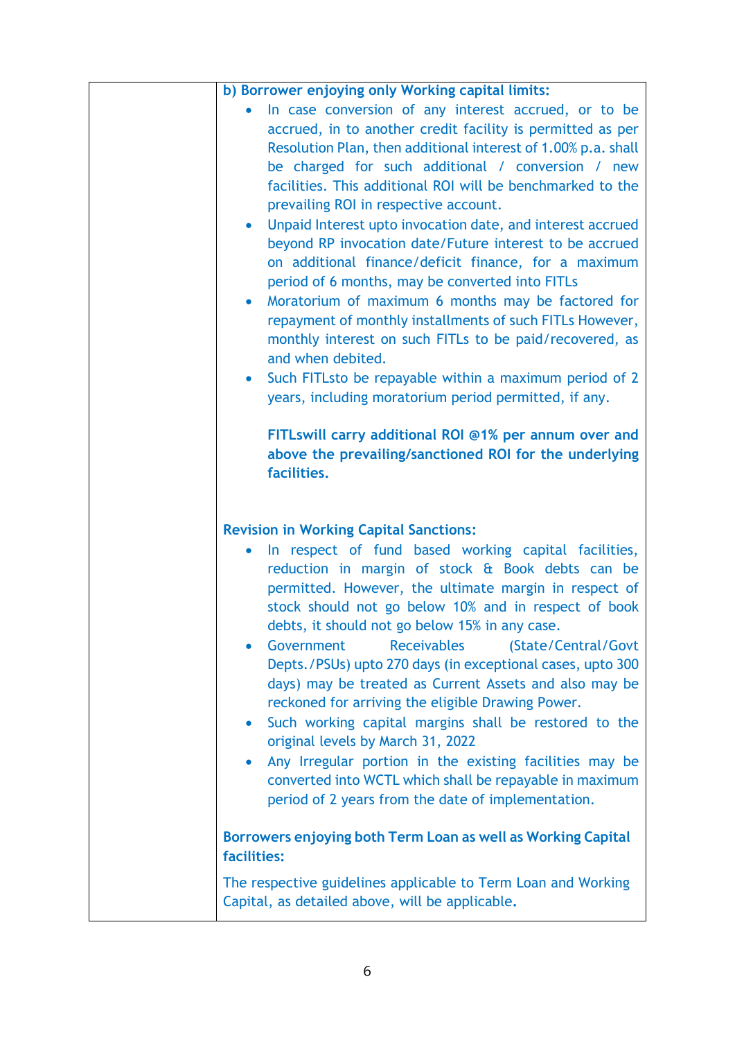| | |
|---|---|
| | **b) Borrower enjoying only Working capital limits:**<br>• In case conversion of any interest accrued, or to be accrued, in to another credit facility is permitted as per Resolution Plan, then additional interest of 1.00% p.a. shall be charged for such additional / conversion / new facilities. This additional ROI will be benchmarked to the prevailing ROI in respective account.<br>• Unpaid Interest upto invocation date, and interest accrued beyond RP invocation date/Future interest to be accrued on additional finance/deficit finance, for a maximum period of 6 months, may be converted into FITLs<br>• Moratorium of maximum 6 months may be factored for repayment of monthly installments of such FITLs However, monthly interest on such FITLs to be paid/recovered, as and when debited.<br>• Such FITLsto be repayable within a maximum period of 2 years, including moratorium period permitted, if any.<br><br>**FITLswill carry additional ROI @1% per annum over and above the prevailing/sanctioned ROI for the underlying facilities.**<br><br>**Revision in Working Capital Sanctions:**<br>• In respect of fund based working capital facilities, reduction in margin of stock & Book debts can be permitted. However, the ultimate margin in respect of stock should not go below 10% and in respect of book debts, it should not go below 15% in any case.<br>• Government Receivables (State/Central/Govt Depts./PSUs) upto 270 days (in exceptional cases, upto 300 days) may be treated as Current Assets and also may be reckoned for arriving the eligible Drawing Power.<br>• Such working capital margins shall be restored to the original levels by March 31, 2022<br>• Any Irregular portion in the existing facilities may be converted into WCTL which shall be repayable in maximum period of 2 years from the date of implementation.<br><br>**Borrowers enjoying both Term Loan as well as Working Capital facilities:**<br><br>The respective guidelines applicable to Term Loan and Working Capital, as detailed above, will be applicable. |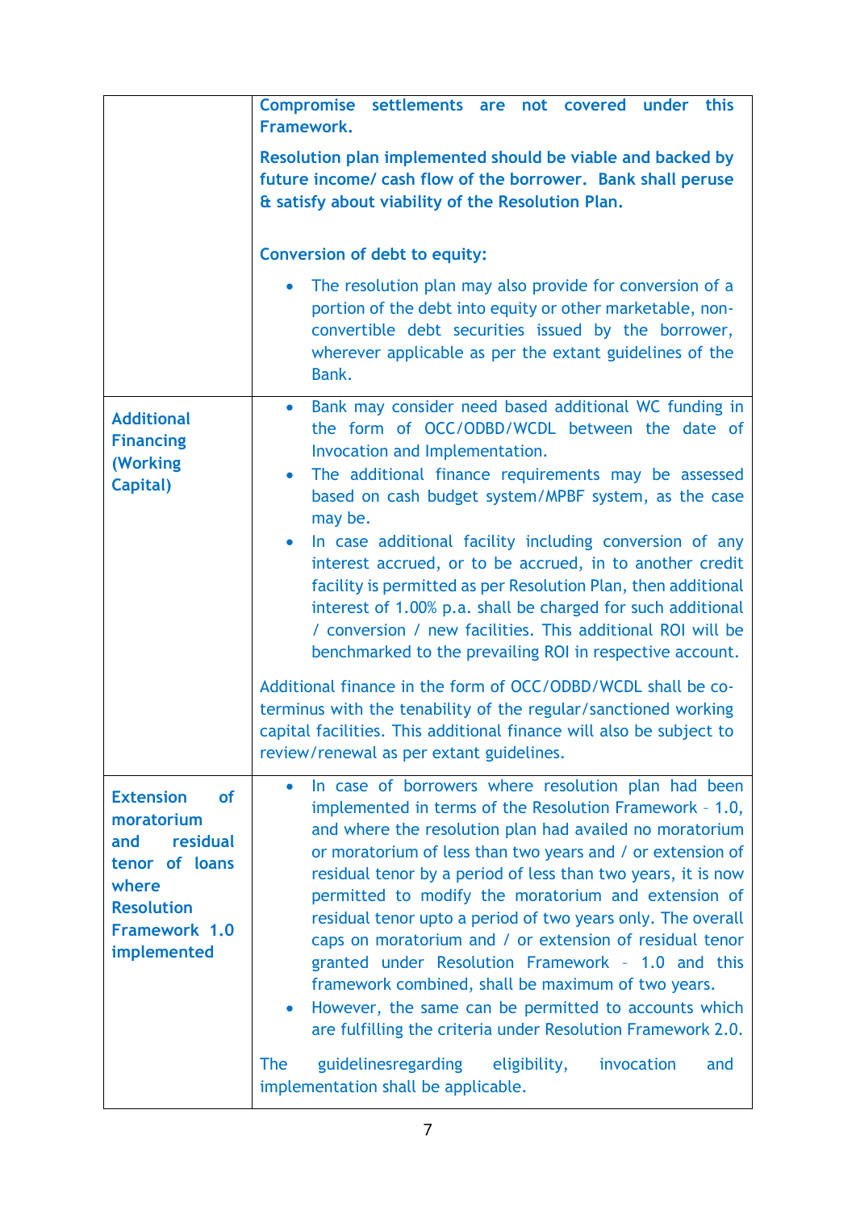| | |
|---|---|
| | **Compromise settlements are not covered under this Framework.**<br><br>**Resolution plan implemented should be viable and backed by future income/ cash flow of the borrower. Bank shall peruse & satisfy about viability of the Resolution Plan.**<br><br>**Conversion of debt to equity:**<br><br>• The resolution plan may also provide for conversion of a portion of the debt into equity or other marketable, non-convertible debt securities issued by the borrower, wherever applicable as per the extant guidelines of the Bank. |
| **Additional Financing (Working Capital)** | • Bank may consider need based additional WC funding in the form of OCC/ODBD/WCDL between the date of Invocation and Implementation.<br>• The additional finance requirements may be assessed based on cash budget system/MPBF system, as the case may be.<br>• In case additional facility including conversion of any interest accrued, or to be accrued, in to another credit facility is permitted as per Resolution Plan, then additional interest of 1.00% p.a. shall be charged for such additional / conversion / new facilities. This additional ROI will be benchmarked to the prevailing ROI in respective account.<br><br>Additional finance in the form of OCC/ODBD/WCDL shall be co-terminus with the tenability of the regular/sanctioned working capital facilities. This additional finance will also be subject to review/renewal as per extant guidelines. |
| **Extension of moratorium and residual tenor of loans where Resolution Framework 1.0 implemented** | • In case of borrowers where resolution plan had been implemented in terms of the Resolution Framework – 1.0, and where the resolution plan had availed no moratorium or moratorium of less than two years and / or extension of residual tenor by a period of less than two years, it is now permitted to modify the moratorium and extension of residual tenor upto a period of two years only. The overall caps on moratorium and / or extension of residual tenor granted under Resolution Framework – 1.0 and this framework combined, shall be maximum of two years.<br>• However, the same can be permitted to accounts which are fulfilling the criteria under Resolution Framework 2.0.<br><br>The guidelinesregarding eligibility, invocation and implementation shall be applicable. |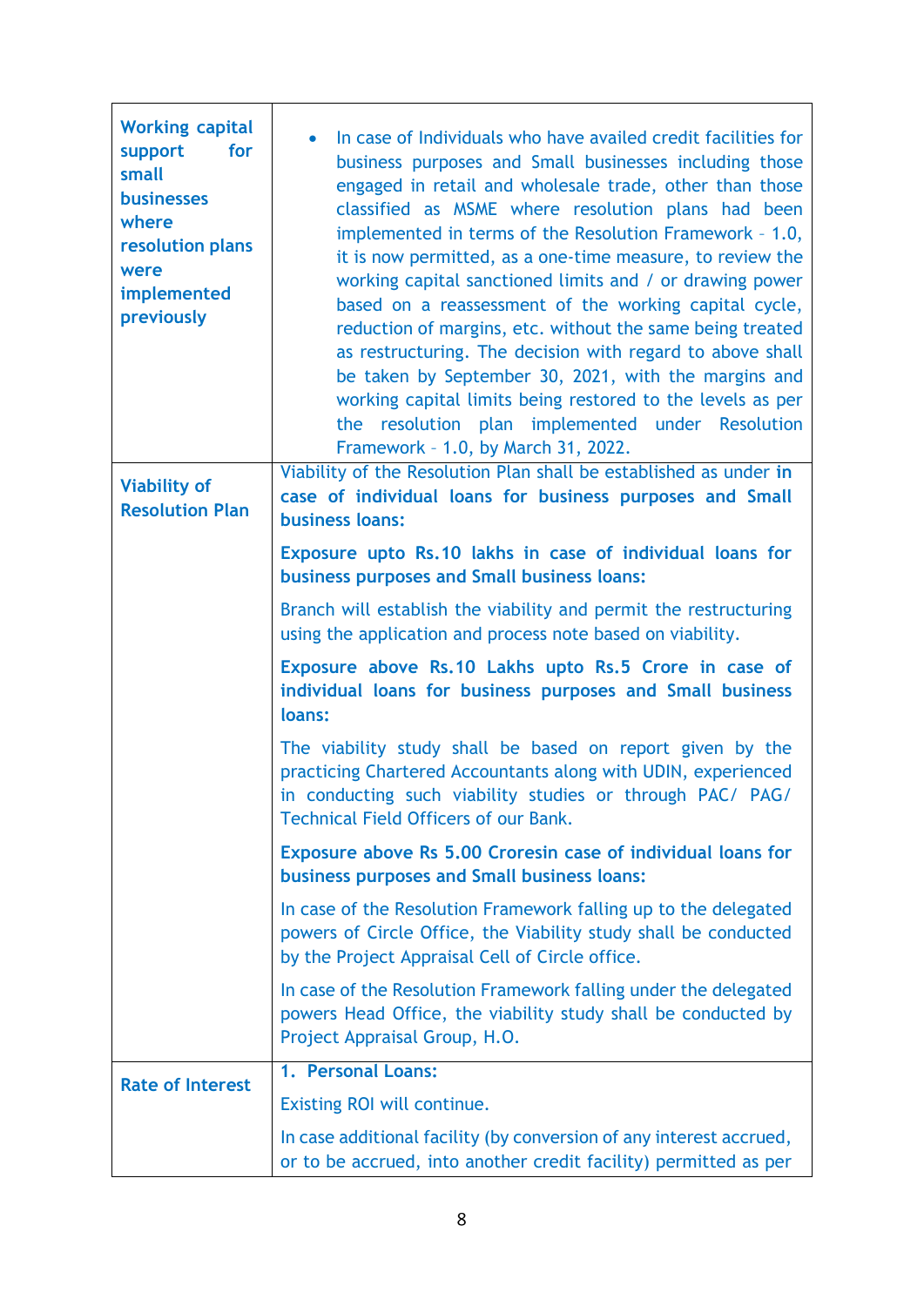| | |
|---|---|
| **Working capital support for small businesses where resolution plans were implemented previously** | • In case of Individuals who have availed credit facilities for business purposes and Small businesses including those engaged in retail and wholesale trade, other than those classified as MSME where resolution plans had been implemented in terms of the Resolution Framework – 1.0, it is now permitted, as a one-time measure, to review the working capital sanctioned limits and / or drawing power based on a reassessment of the working capital cycle, reduction of margins, etc. without the same being treated as restructuring. The decision with regard to above shall be taken by September 30, 2021, with the margins and working capital limits being restored to the levels as per the resolution plan implemented under Resolution Framework – 1.0, by March 31, 2022. |
| **Viability of Resolution Plan** | Viability of the Resolution Plan shall be established as under **in case of individual loans for business purposes and Small business loans:**<br><br>**Exposure upto Rs.10 lakhs in case of individual loans for business purposes and Small business loans:**<br><br>Branch will establish the viability and permit the restructuring using the application and process note based on viability.<br><br>**Exposure above Rs.10 Lakhs upto Rs.5 Crore in case of individual loans for business purposes and Small business loans:**<br><br>The viability study shall be based on report given by the practicing Chartered Accountants along with UDIN, experienced in conducting such viability studies or through PAC/ PAG/ Technical Field Officers of our Bank.<br><br>**Exposure above Rs 5.00 Croresin case of individual loans for business purposes and Small business loans:**<br><br>In case of the Resolution Framework falling up to the delegated powers of Circle Office, the Viability study shall be conducted by the Project Appraisal Cell of Circle office.<br><br>In case of the Resolution Framework falling under the delegated powers Head Office, the viability study shall be conducted by Project Appraisal Group, H.O. |
| **Rate of Interest** | **1. Personal Loans:**<br><br>Existing ROI will continue.<br><br>In case additional facility (by conversion of any interest accrued, or to be accrued, into another credit facility) permitted as per |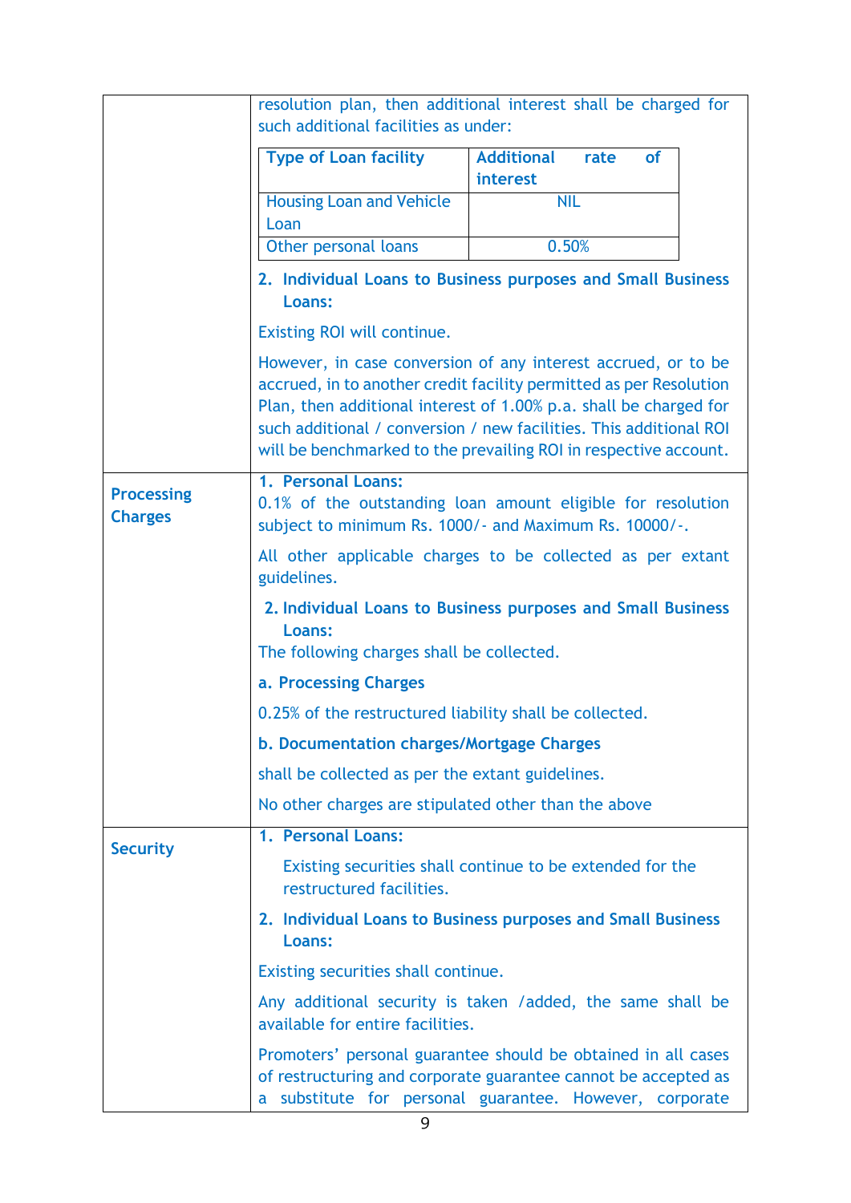| | |
|---|---|
| | resolution plan, then additional interest shall be charged for such additional facilities as under:<br><br>**Type of Loan facility** — **Additional rate of interest**<br>Housing Loan and Vehicle Loan — NIL<br>Other personal loans — 0.50%<br><br>**2. Individual Loans to Business purposes and Small Business Loans:**<br><br>Existing ROI will continue.<br><br>However, in case conversion of any interest accrued, or to be accrued, in to another credit facility permitted as per Resolution Plan, then additional interest of 1.00% p.a. shall be charged for such additional / conversion / new facilities. This additional ROI will be benchmarked to the prevailing ROI in respective account. |
| **Processing Charges** | **1. Personal Loans:**<br>0.1% of the outstanding loan amount eligible for resolution subject to minimum Rs. 1000/- and Maximum Rs. 10000/-.<br><br>All other applicable charges to be collected as per extant guidelines.<br><br>**2. Individual Loans to Business purposes and Small Business Loans:**<br>The following charges shall be collected.<br><br>**a. Processing Charges**<br><br>0.25% of the restructured liability shall be collected.<br><br>**b. Documentation charges/Mortgage Charges**<br><br>shall be collected as per the extant guidelines.<br><br>No other charges are stipulated other than the above |
| **Security** | **1. Personal Loans:**<br><br>Existing securities shall continue to be extended for the restructured facilities.<br><br>**2. Individual Loans to Business purposes and Small Business Loans:**<br><br>Existing securities shall continue.<br><br>Any additional security is taken /added, the same shall be available for entire facilities.<br><br>Promoters' personal guarantee should be obtained in all cases of restructuring and corporate guarantee cannot be accepted as a substitute for personal guarantee. However, corporate |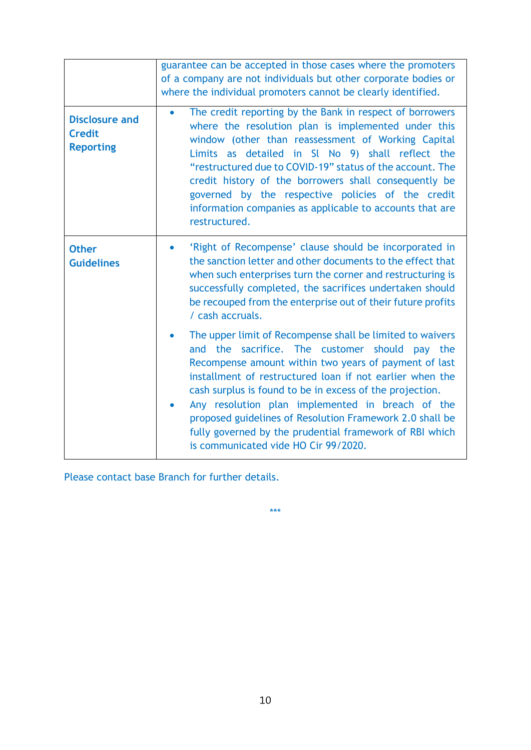| | |
|---|---|
| | guarantee can be accepted in those cases where the promoters of a company are not individuals but other corporate bodies or where the individual promoters cannot be clearly identified. |
| **Disclosure and Credit Reporting** | • The credit reporting by the Bank in respect of borrowers where the resolution plan is implemented under this window (other than reassessment of Working Capital Limits as detailed in Sl No 9) shall reflect the "restructured due to COVID-19" status of the account. The credit history of the borrowers shall consequently be governed by the respective policies of the credit information companies as applicable to accounts that are restructured. |
| **Other Guidelines** | • 'Right of Recompense' clause should be incorporated in the sanction letter and other documents to the effect that when such enterprises turn the corner and restructuring is successfully completed, the sacrifices undertaken should be recouped from the enterprise out of their future profits / cash accruals. <br> • The upper limit of Recompense shall be limited to waivers and the sacrifice. The customer should pay the Recompense amount within two years of payment of last installment of restructured loan if not earlier when the cash surplus is found to be in excess of the projection. <br> • Any resolution plan implemented in breach of the proposed guidelines of Resolution Framework 2.0 shall be fully governed by the prudential framework of RBI which is communicated vide HO Cir 99/2020. |

Please contact base Branch for further details.

***